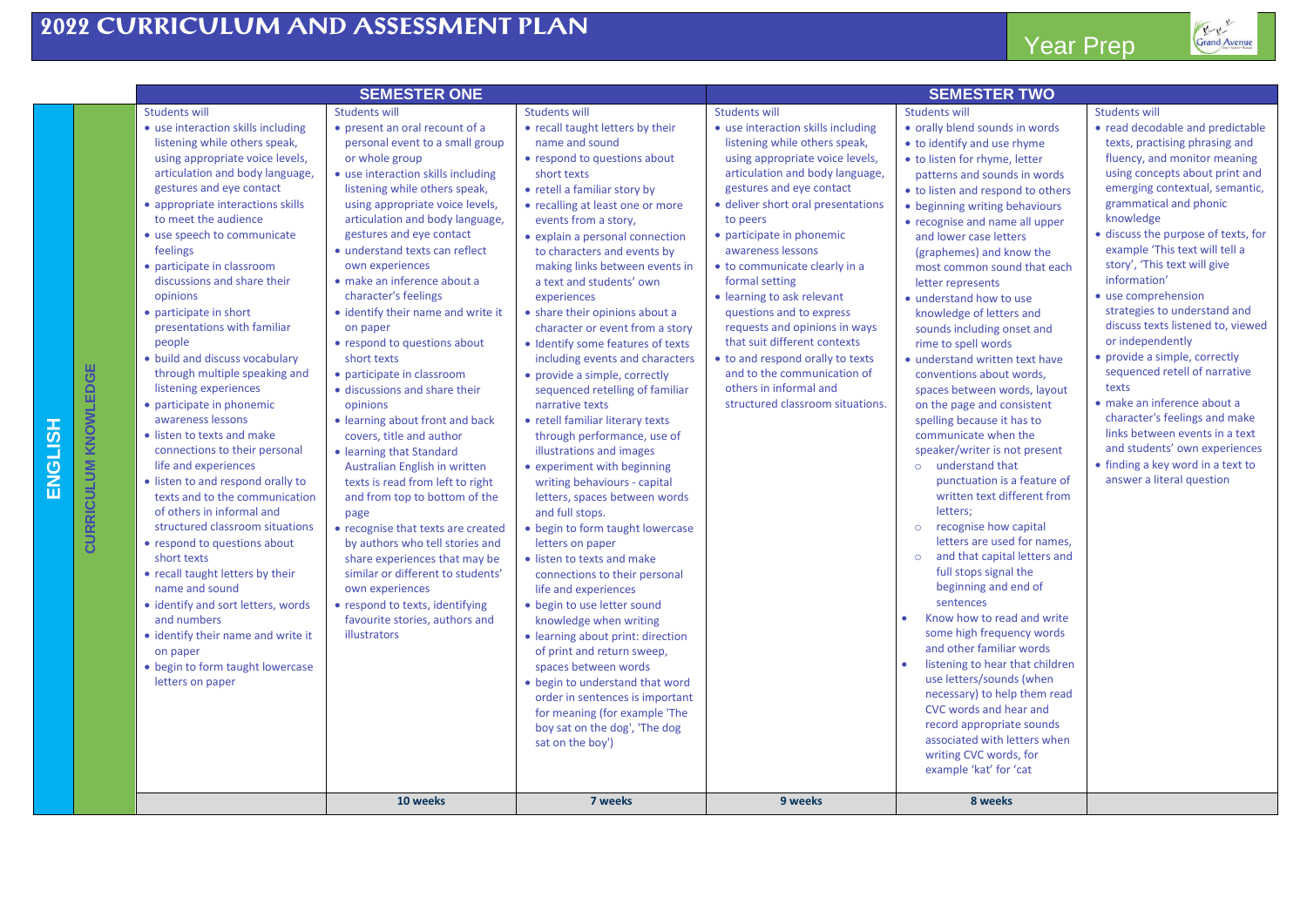# 2022 CURRICULUM AND ASSESSMENT PLAN

## Year Prep

| | | SEMESTER ONE | | | SEMESTER TWO | | |
|---|---|---|---|---|---|---|---|
| ENGLISH | CURRICULUM KNOWLEDGE | Students will<br>• use interaction skills including listening while others speak, using appropriate voice levels, articulation and body language, gestures and eye contact<br>• appropriate interactions skills to meet the audience<br>• use speech to communicate feelings<br>• participate in classroom discussions and share their opinions<br>• participate in short presentations with familiar people<br>• build and discuss vocabulary through multiple speaking and listening experiences<br>• participate in phonemic awareness lessons<br>• listen to texts and make connections to their personal life and experiences<br>• listen to and respond orally to texts and to the communication of others in informal and structured classroom situations<br>• respond to questions about short texts<br>• recall taught letters by their name and sound<br>• identify and sort letters, words and numbers<br>• identify their name and write it on paper<br>• begin to form taught lowercase letters on paper | Students will<br>• present an oral recount of a personal event to a small group or whole group<br>• use interaction skills including listening while others speak, using appropriate voice levels, articulation and body language, gestures and eye contact<br>• understand texts can reflect own experiences<br>• make an inference about a character's feelings<br>• identify their name and write it on paper<br>• respond to questions about short texts<br>• participate in classroom<br>• discussions and share their opinions<br>• learning about front and back covers, title and author<br>• learning that Standard Australian English in written texts is read from left to right and from top to bottom of the page<br>• recognise that texts are created by authors who tell stories and share experiences that may be similar or different to students' own experiences<br>• respond to texts, identifying favourite stories, authors and illustrators | Students will<br>• recall taught letters by their name and sound<br>• respond to questions about short texts<br>• retell a familiar story by<br>• recalling at least one or more events from a story,<br>• explain a personal connection to characters and events by making links between events in a text and students' own experiences<br>• share their opinions about a character or event from a story<br>• Identify some features of texts including events and characters<br>• provide a simple, correctly sequenced retelling of familiar narrative texts<br>• retell familiar literary texts through performance, use of illustrations and images<br>• experiment with beginning writing behaviours - capital letters, spaces between words and full stops.<br>• begin to form taught lowercase letters on paper<br>• listen to texts and make connections to their personal life and experiences<br>• begin to use letter sound knowledge when writing<br>• learning about print: direction of print and return sweep, spaces between words<br>• begin to understand that word order in sentences is important for meaning (for example 'The boy sat on the dog', 'The dog sat on the boy') | Students will<br>• use interaction skills including listening while others speak, using appropriate voice levels, articulation and body language, gestures and eye contact<br>• deliver short oral presentations to peers<br>• participate in phonemic awareness lessons<br>• to communicate clearly in a formal setting<br>• learning to ask relevant questions and to express requests and opinions in ways that suit different contexts<br>• to and respond orally to texts and to the communication of others in informal and structured classroom situations. | Students will<br>• orally blend sounds in words<br>• to identify and use rhyme<br>• to listen for rhyme, letter patterns and sounds in words<br>• to listen and respond to others<br>• beginning writing behaviours<br>• recognise and name all upper and lower case letters (graphemes) and know the most common sound that each letter represents<br>• understand how to use knowledge of letters and sounds including onset and rime to spell words<br>• understand written text have conventions about words, spaces between words, layout on the page and consistent spelling because it has to communicate when the speaker/writer is not present<br>&nbsp;&nbsp;○ understand that punctuation is a feature of written text different from letters;<br>&nbsp;&nbsp;○ recognise how capital letters are used for names,<br>&nbsp;&nbsp;○ and that capital letters and full stops signal the beginning and end of sentences<br>• Know how to read and write some high frequency words and other familiar words<br>• listening to hear that children use letters/sounds (when necessary) to help them read CVC words and hear and record appropriate sounds associated with letters when writing CVC words, for example 'kat' for 'cat | Students will<br>• read decodable and predictable texts, practising phrasing and fluency, and monitor meaning using concepts about print and emerging contextual, semantic, grammatical and phonic knowledge<br>• discuss the purpose of texts, for example 'This text will tell a story', 'This text will give information'<br>• use comprehension strategies to understand and discuss texts listened to, viewed or independently<br>• provide a simple, correctly sequenced retell of narrative texts<br>• make an inference about a character's feelings and make links between events in a text and students' own experiences<br>• finding a key word in a text to answer a literal question |
| | | | 10 weeks | 7 weeks | 9 weeks | 8 weeks | |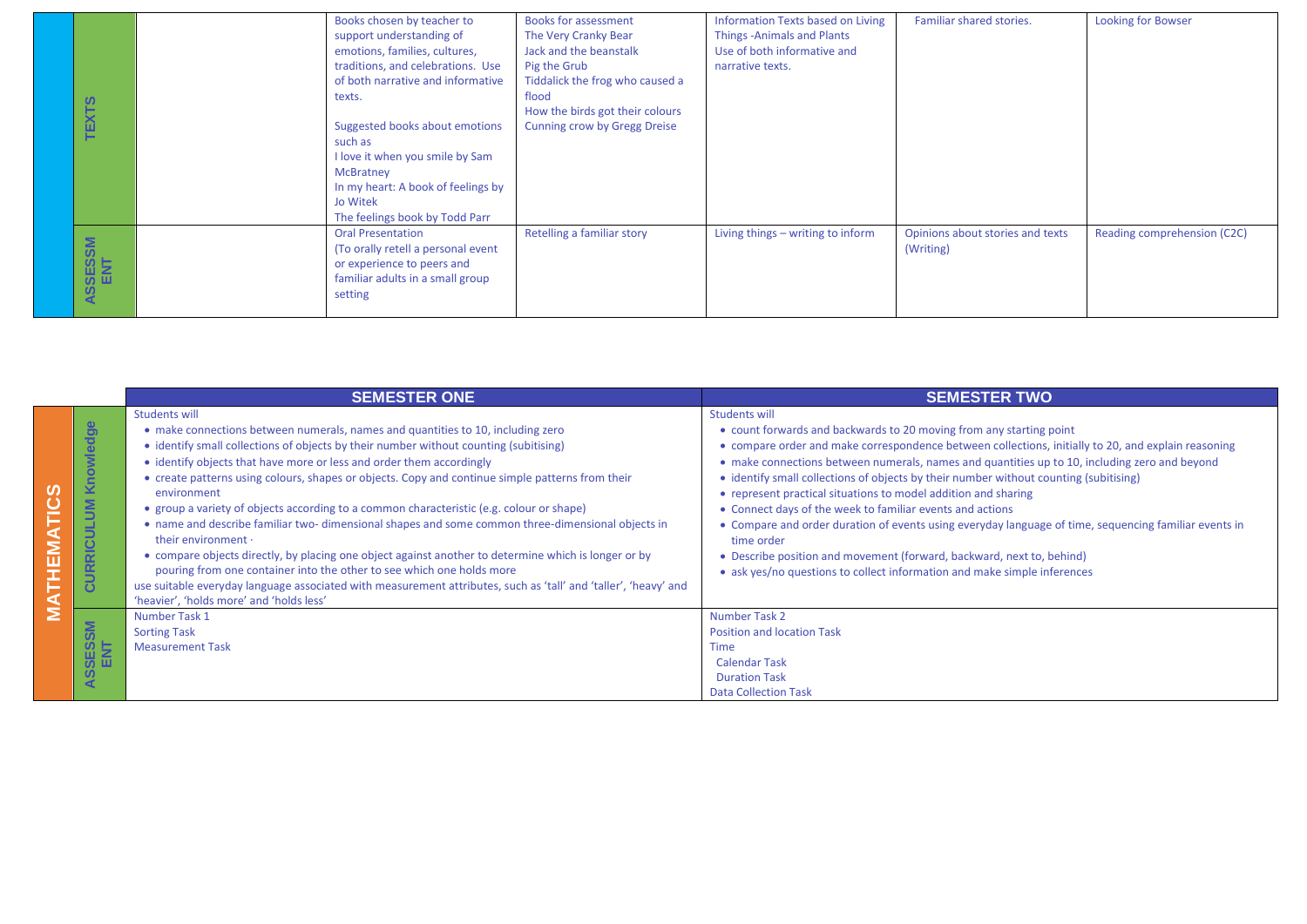| | | | | | | | |
|---|---|---|---|---|---|---|---|
| | **TEXTS** | | Books chosen by teacher to support understanding of emotions, families, cultures, traditions, and celebrations. Use of both narrative and informative texts.<br><br>Suggested books about emotions such as<br>I love it when you smile by Sam McBratney<br>In my heart: A book of feelings by Jo Witek<br>The feelings book by Todd Parr | Books for assessment<br>The Very Cranky Bear<br>Jack and the beanstalk<br>Pig the Grub<br>Tiddalick the frog who caused a flood<br>How the birds got their colours<br>Cunning crow by Gregg Dreise | Information Texts based on Living Things -Animals and Plants<br>Use of both informative and narrative texts. | Familiar shared stories. | Looking for Bowser |
| | **ASSESSMENT** | | Oral Presentation<br>(To orally retell a personal event or experience to peers and familiar adults in a small group setting | Retelling a familiar story | Living things – writing to inform | Opinions about stories and texts (Writing) | Reading comprehension (C2C) |

| **MATHEMATICS** | | **SEMESTER ONE** | **SEMESTER TWO** |
|---|---|---|---|
| | **CURRICULUM Knowledge** | Students will<br>• make connections between numerals, names and quantities to 10, including zero<br>• identify small collections of objects by their number without counting (subitising)<br>• identify objects that have more or less and order them accordingly<br>• create patterns using colours, shapes or objects. Copy and continue simple patterns from their environment<br>• group a variety of objects according to a common characteristic (e.g. colour or shape)<br>• name and describe familiar two- dimensional shapes and some common three-dimensional objects in their environment ·<br>• compare objects directly, by placing one object against another to determine which is longer or by pouring from one container into the other to see which one holds more<br>use suitable everyday language associated with measurement attributes, such as 'tall' and 'taller', 'heavy' and 'heavier', 'holds more' and 'holds less' | Students will<br>• count forwards and backwards to 20 moving from any starting point<br>• compare order and make correspondence between collections, initially to 20, and explain reasoning<br>• make connections between numerals, names and quantities up to 10, including zero and beyond<br>• identify small collections of objects by their number without counting (subitising)<br>• represent practical situations to model addition and sharing<br>• Connect days of the week to familiar events and actions<br>• Compare and order duration of events using everyday language of time, sequencing familiar events in time order<br>• Describe position and movement (forward, backward, next to, behind)<br>• ask yes/no questions to collect information and make simple inferences |
| | **ASSESSMENT** | Number Task 1<br>Sorting Task<br>Measurement Task | Number Task 2<br>Position and location Task<br>Time<br>Calendar Task<br>Duration Task<br>Data Collection Task |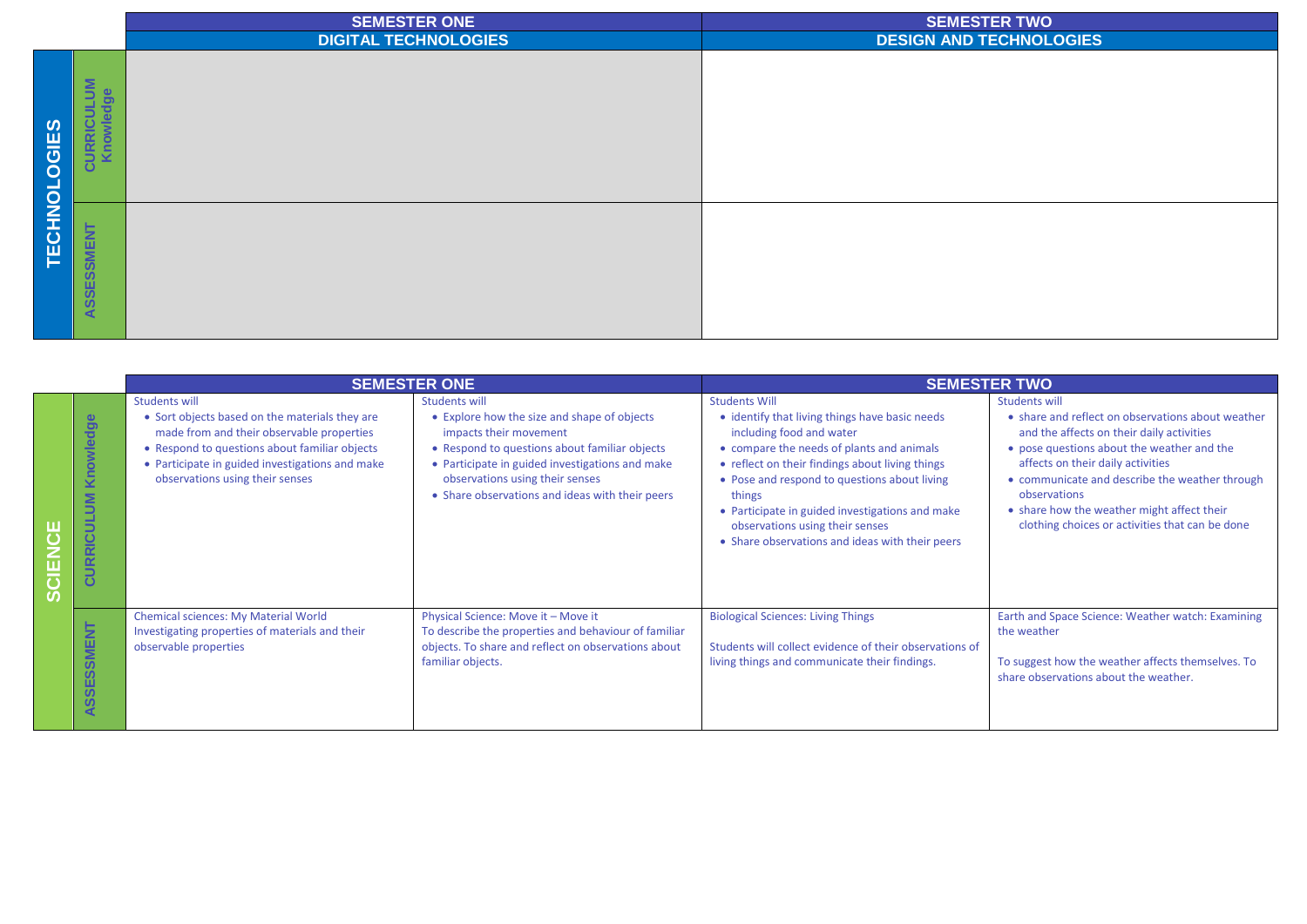## TECHNOLOGIES

| | SEMESTER ONE | SEMESTER TWO |
|---|---|---|
| | DIGITAL TECHNOLOGIES | DESIGN AND TECHNOLOGIES |
| CURRICULUM Knowledge | | |
| ASSESSMENT | | |

## SCIENCE

| | SEMESTER ONE | | SEMESTER TWO | |
|---|---|---|---|---|
| CURRICULUM Knowledge | Students will<br>• Sort objects based on the materials they are made from and their observable properties<br>• Respond to questions about familiar objects<br>• Participate in guided investigations and make observations using their senses | Students will<br>• Explore how the size and shape of objects impacts their movement<br>• Respond to questions about familiar objects<br>• Participate in guided investigations and make observations using their senses<br>• Share observations and ideas with their peers | Students Will<br>• identify that living things have basic needs including food and water<br>• compare the needs of plants and animals<br>• reflect on their findings about living things<br>• Pose and respond to questions about living things<br>• Participate in guided investigations and make observations using their senses<br>• Share observations and ideas with their peers | Students will<br>• share and reflect on observations about weather and the affects on their daily activities<br>• pose questions about the weather and the affects on their daily activities<br>• communicate and describe the weather through observations<br>• share how the weather might affect their clothing choices or activities that can be done |
| ASSESSMENT | Chemical sciences: My Material World<br>Investigating properties of materials and their observable properties | Physical Science: Move it – Move it<br>To describe the properties and behaviour of familiar objects. To share and reflect on observations about familiar objects. | Biological Sciences: Living Things<br><br>Students will collect evidence of their observations of living things and communicate their findings. | Earth and Space Science: Weather watch: Examining the weather<br><br>To suggest how the weather affects themselves. To share observations about the weather. |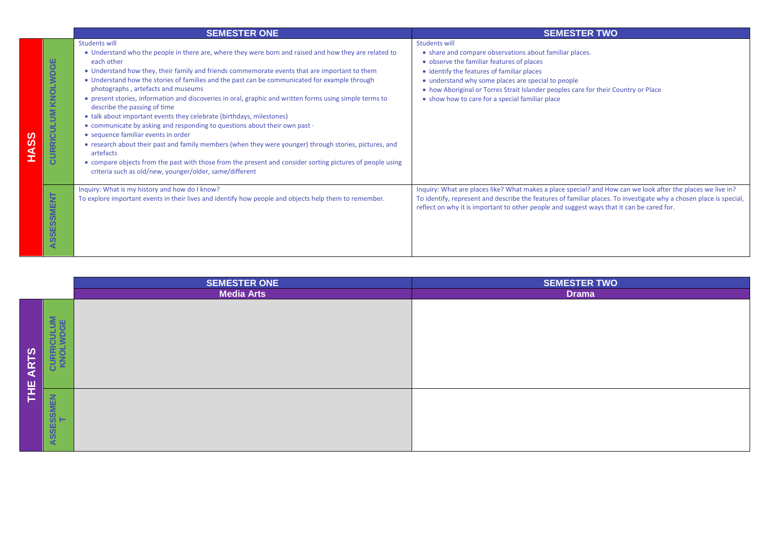| HASS | | SEMESTER ONE | SEMESTER TWO |
|---|---|---|---|
| | CURRICULUM KNOLWDGE | Students will<br>• Understand who the people in there are, where they were born and raised and how they are related to each other<br>• Understand how they, their family and friends commemorate events that are important to them<br>• Understand how the stories of families and the past can be communicated for example through photographs , artefacts and museums<br>• present stories, information and discoveries in oral, graphic and written forms using simple terms to describe the passing of time<br>• talk about important events they celebrate (birthdays, milestones)<br>• communicate by asking and responding to questions about their own past ·<br>• sequence familiar events in order<br>• research about their past and family members (when they were younger) through stories, pictures, and artefacts<br>• compare objects from the past with those from the present and consider sorting pictures of people using criteria such as old/new, younger/older, same/different | Students will<br>• share and compare observations about familiar places.<br>• observe the familiar features of places<br>• identify the features of familiar places<br>• understand why some places are special to people<br>• how Aboriginal or Torres Strait Islander peoples care for their Country or Place<br>• show how to care for a special familiar place |
| | ASSESSMENT | Inquiry: What is my history and how do I know?<br>To explore important events in their lives and identify how people and objects help them to remember. | Inquiry: What are places like? What makes a place special? and How can we look after the places we live in?<br>To identify, represent and describe the features of familiar places. To investigate why a chosen place is special, reflect on why it is important to other people and suggest ways that it can be cared for. |

| THE ARTS | | SEMESTER ONE | SEMESTER TWO |
|---|---|---|---|
| | | Media Arts | Drama |
| | CURRICULUM KNOLWDGE | | |
| | ASSESSMENT | | |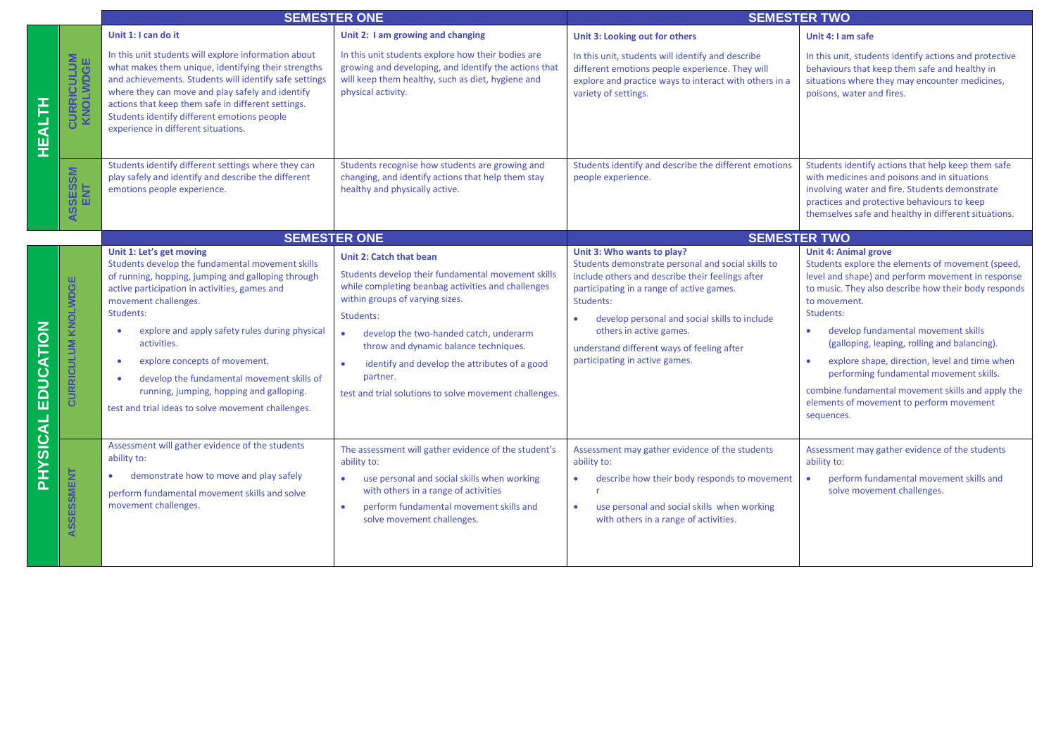| | | SEMESTER ONE | | SEMESTER TWO | |
|---|---|---|---|---|---|
| **HEALTH** | **CURRICULUM KNOLWDGE** | **Unit 1: I can do it**<br><br>In this unit students will explore information about what makes them unique, identifying their strengths and achievements. Students will identify safe settings where they can move and play safely and identify actions that keep them safe in different settings. Students identify different emotions people experience in different situations. | **Unit 2: I am growing and changing**<br><br>In this unit students explore how their bodies are growing and developing, and identify the actions that will keep them healthy, such as diet, hygiene and physical activity. | **Unit 3: Looking out for others**<br><br>In this unit, students will identify and describe different emotions people experience. They will explore and practice ways to interact with others in a variety of settings. | **Unit 4: I am safe**<br><br>In this unit, students identify actions and protective behaviours that keep them safe and healthy in situations where they may encounter medicines, poisons, water and fires. |
| | **ASSESSMENT** | Students identify different settings where they can play safely and identify and describe the different emotions people experience. | Students recognise how students are growing and changing, and identify actions that help them stay healthy and physically active. | Students identify and describe the different emotions people experience. | Students identify actions that help keep them safe with medicines and poisons and in situations involving water and fire. Students demonstrate practices and protective behaviours to keep themselves safe and healthy in different situations. |

| | | SEMESTER ONE | | SEMESTER TWO | |
|---|---|---|---|---|---|
| **PHYSICAL EDUCATION** | **CURRICULUM KNOLWDGE** | **Unit 1: Let's get moving**<br>Students develop the fundamental movement skills of running, hopping, jumping and galloping through active participation in activities, games and movement challenges.<br>Students:<br>• explore and apply safety rules during physical activities.<br>• explore concepts of movement.<br>• develop the fundamental movement skills of running, jumping, hopping and galloping.<br>test and trial ideas to solve movement challenges. | **Unit 2: Catch that bean**<br><br>Students develop their fundamental movement skills while completing beanbag activities and challenges within groups of varying sizes.<br><br>Students:<br>• develop the two-handed catch, underarm throw and dynamic balance techniques.<br>• identify and develop the attributes of a good partner.<br><br>test and trial solutions to solve movement challenges. | **Unit 3: Who wants to play?**<br>Students demonstrate personal and social skills to include others and describe their feelings after participating in a range of active games.<br>Students:<br>• develop personal and social skills to include others in active games.<br><br>understand different ways of feeling after participating in active games. | **Unit 4: Animal grove**<br>Students explore the elements of movement (speed, level and shape) and perform movement in response to music. They also describe how their body responds to movement.<br>Students:<br>• develop fundamental movement skills (galloping, leaping, rolling and balancing).<br>• explore shape, direction, level and time when performing fundamental movement skills.<br><br>combine fundamental movement skills and apply the elements of movement to perform movement sequences. |
| | **ASSESSMENT** | Assessment will gather evidence of the students ability to:<br>• demonstrate how to move and play safely<br><br>perform fundamental movement skills and solve movement challenges. | The assessment will gather evidence of the student's ability to:<br>• use personal and social skills when working with others in a range of activities<br>• perform fundamental movement skills and solve movement challenges. | Assessment may gather evidence of the students ability to:<br>• describe how their body responds to movement r<br>• use personal and social skills when working with others in a range of activities. | Assessment may gather evidence of the students ability to:<br>• perform fundamental movement skills and solve movement challenges. |